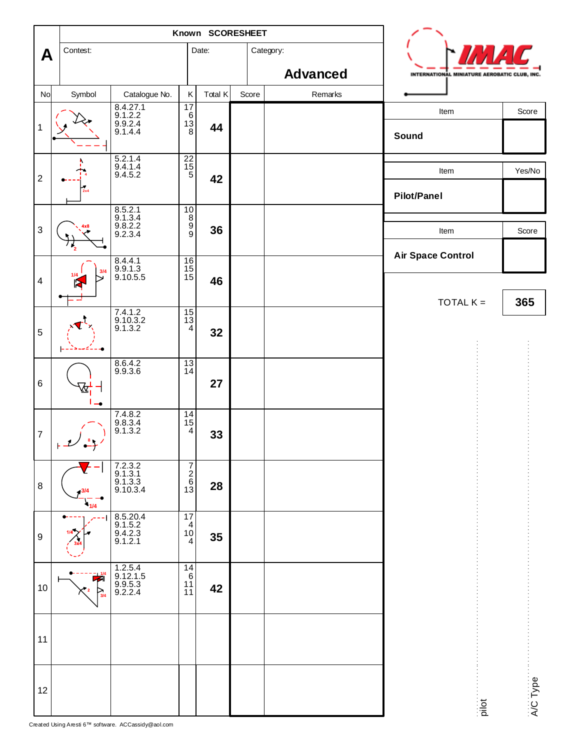**A**

**Known SCORESHEET**

| Contest: | Date: | Category: **Advanced** |
|---|---|---|

| No | Symbol | Catalogue No. | K | Total K | Score | Remarks |
|---|---|---|---|---|---|---|
| 1 | | 8.4.27.1<br>9.1.2.2<br>9.9.2.4<br>9.1.4.4 | 17<br>6<br>13<br>8 | **44** | | |
| 2 | 4, 2x4 | 5.2.1.4<br>9.4.1.4<br>9.4.5.2 | 22<br>15<br>5 | **42** | | |
| 3 | 4x8, 2 | 8.5.2.1<br>9.1.3.4<br>9.8.2.2<br>9.2.3.4 | 10<br>8<br>9<br>9 | **36** | | |
| 4 | 1/4, 3/4 | 8.4.4.1<br>9.9.1.3<br>9.10.5.5 | 16<br>15<br>15 | **46** | | |
| 5 | | 7.4.1.2<br>9.10.3.2<br>9.1.3.2 | 15<br>13<br>4 | **32** | | |
| 6 | | 8.6.4.2<br>9.9.3.6 | 13<br>14 | **27** | | |
| 7 | 8 | 7.4.8.2<br>9.8.3.4<br>9.1.3.2 | 14<br>15<br>4 | **33** | | |
| 8 | 3/4, 1/4 | 7.2.3.2<br>9.1.3.1<br>9.1.3.3<br>9.10.3.4 | 7<br>2<br>6<br>13 | **28** | | |
| 9 | 1/4, 3x4 | 8.5.20.4<br>9.1.5.2<br>9.4.2.3<br>9.1.2.1 | 17<br>4<br>10<br>4 | **35** | | |
| 10 | 1/4, 2, 3/4 | 1.2.5.4<br>9.12.1.5<br>9.9.5.3<br>9.2.2.4 | 14<br>6<br>11<br>11 | **42** | | |
| 11 | | | | | | |
| 12 | | | | | | |

IMAC — INTERNATIONAL MINIATURE AEROBATIC CLUB, INC.

| Item | Score |
|---|---|
| **Sound** | |

| Item | Yes/No |
|---|---|
| **Pilot/Panel** | |

| Item | Score |
|---|---|
| **Air Space Control** | |

TOTAL K = **365**

pilot

A/C Type

Created Using Aresti 6™ software. ACCassidy@aol.com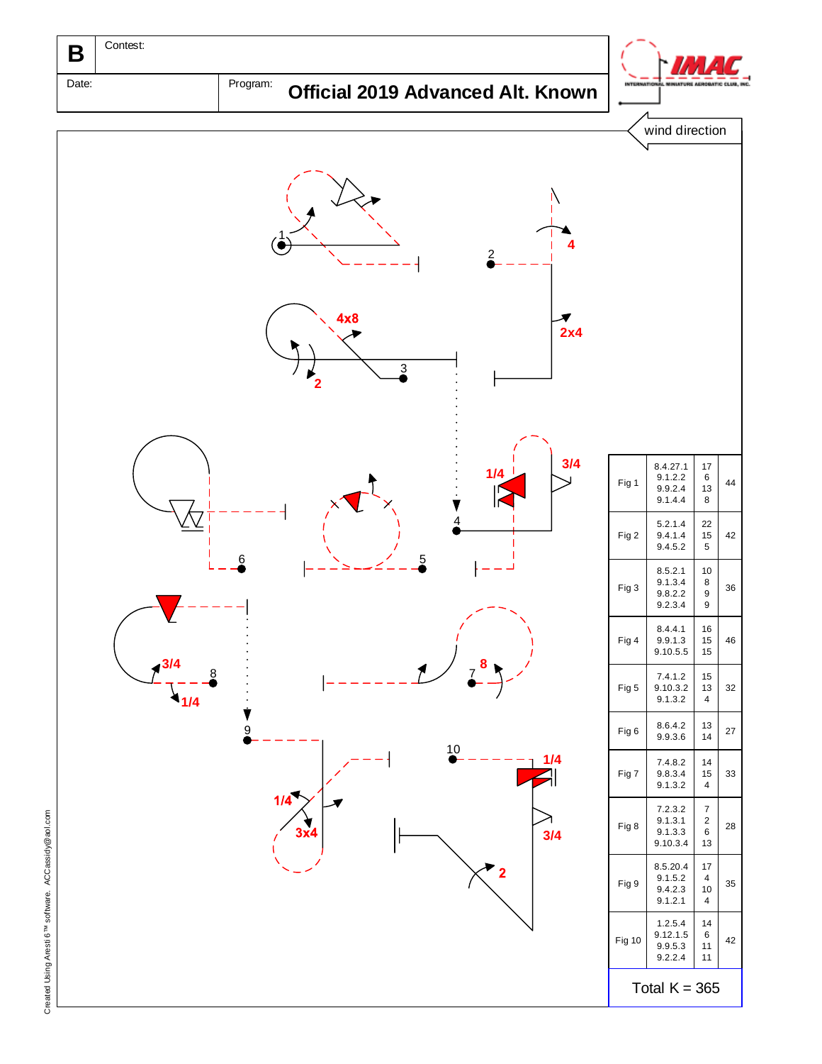| **B** | Contest: | |
|---|---|---|
| Date: | Program: | **Official 2019 Advanced Alt. Known** |

IMAC — INTERNATIONAL MINIATURE AEROBATIC CLUB, INC.

wind direction

| Figure | Catalog No. | K | Total |
|---|---|---|---|
| Fig 1 | 8.4.27.1<br>9.1.2.2<br>9.9.2.4<br>9.1.4.4 | 17<br>6<br>13<br>8 | 44 |
| Fig 2 | 5.2.1.4<br>9.4.1.4<br>9.4.5.2 | 22<br>15<br>5 | 42 |
| Fig 3 | 8.5.2.1<br>9.1.3.4<br>9.8.2.2<br>9.2.3.4 | 10<br>8<br>9<br>9 | 36 |
| Fig 4 | 8.4.4.1<br>9.9.1.3<br>9.10.5.5 | 16<br>15<br>15 | 46 |
| Fig 5 | 7.4.1.2<br>9.10.3.2<br>9.1.3.2 | 15<br>13<br>4 | 32 |
| Fig 6 | 8.6.4.2<br>9.9.3.6 | 13<br>14 | 27 |
| Fig 7 | 7.4.8.2<br>9.8.3.4<br>9.1.3.2 | 14<br>15<br>4 | 33 |
| Fig 8 | 7.2.3.2<br>9.1.3.1<br>9.1.3.3<br>9.10.3.4 | 7<br>2<br>6<br>13 | 28 |
| Fig 9 | 8.5.20.4<br>9.1.5.2<br>9.4.2.3<br>9.1.2.1 | 17<br>4<br>10<br>4 | 35 |
| Fig 10 | 1.2.5.4<br>9.12.1.5<br>9.9.5.3<br>9.2.2.4 | 14<br>6<br>11<br>11 | 42 |

Total K = 365

Created Using Aresti 6™ software. ACCassidy@aol.com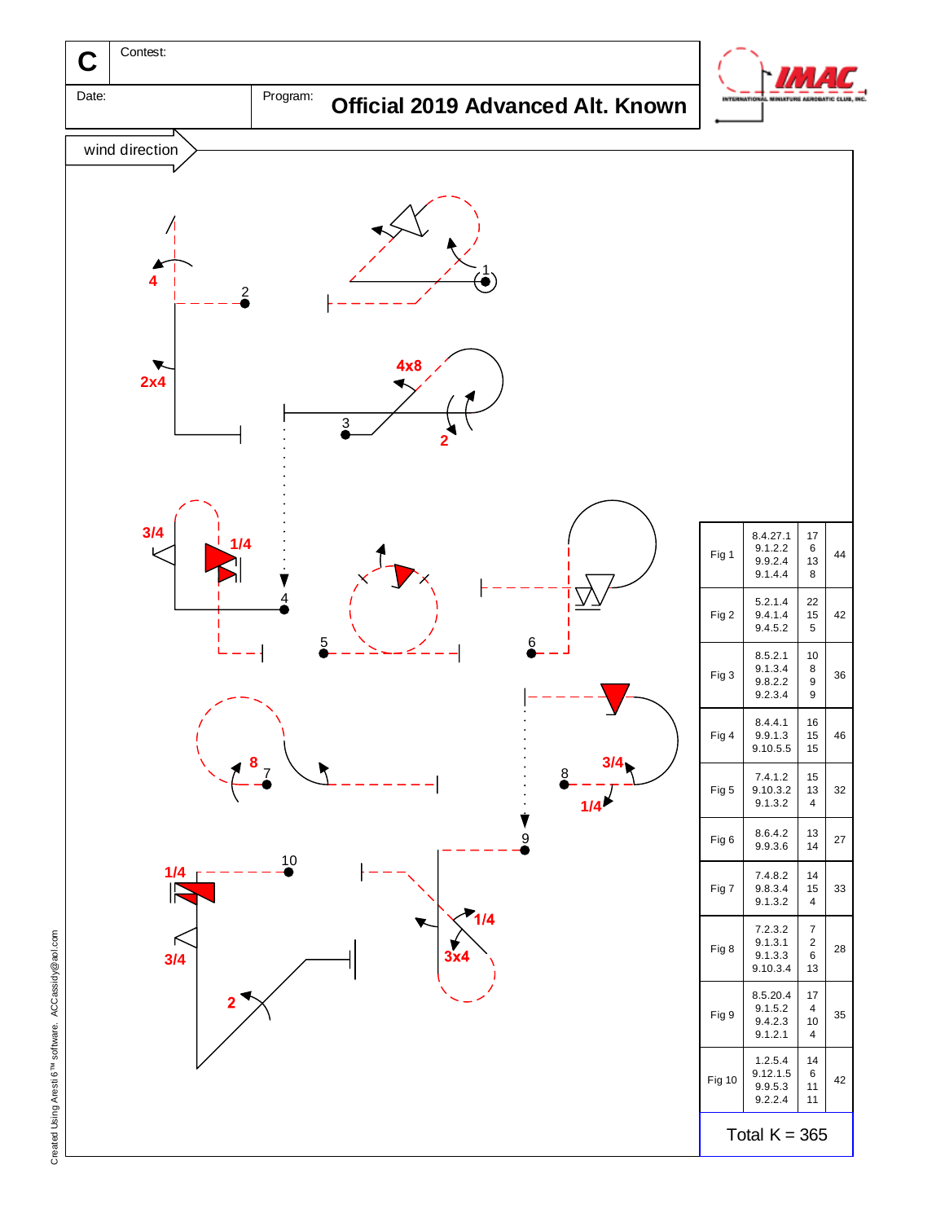C | Contest:

Date: | Program: **Official 2019 Advanced Alt. Known**

IMAC INTERNATIONAL MINIATURE AEROBATIC CLUB, INC.

wind direction

4
2x4
2
1
3
4x8
2
3/4
1/4
4
5
6
3
8
7
8
3/4
1/4
9
1/4
10
3/4
2
1/4
3x4

| | | | |
|---|---|---|---|
| Fig 1 | 8.4.27.1<br>9.1.2.2<br>9.9.2.4<br>9.1.4.4 | 17<br>6<br>13<br>8 | 44 |
| Fig 2 | 5.2.1.4<br>9.4.1.4<br>9.4.5.2 | 22<br>15<br>5 | 42 |
| Fig 3 | 8.5.2.1<br>9.1.3.4<br>9.8.2.2<br>9.2.3.4 | 10<br>8<br>9<br>9 | 36 |
| Fig 4 | 8.4.4.1<br>9.9.1.3<br>9.10.5.5 | 16<br>15<br>15 | 46 |
| Fig 5 | 7.4.1.2<br>9.10.3.2<br>9.1.3.2 | 15<br>13<br>4 | 32 |
| Fig 6 | 8.6.4.2<br>9.9.3.6 | 13<br>14 | 27 |
| Fig 7 | 7.4.8.2<br>9.8.3.4<br>9.1.3.2 | 14<br>15<br>4 | 33 |
| Fig 8 | 7.2.3.2<br>9.1.3.1<br>9.1.3.3<br>9.10.3.4 | 7<br>2<br>6<br>13 | 28 |
| Fig 9 | 8.5.20.4<br>9.1.5.2<br>9.4.2.3<br>9.1.2.1 | 17<br>4<br>10<br>4 | 35 |
| Fig 10 | 1.2.5.4<br>9.12.1.5<br>9.9.5.3<br>9.2.2.4 | 14<br>6<br>11<br>11 | 42 |

Total K = 365

Created Using Aresti 6™ software. ACCassidy@aol.com